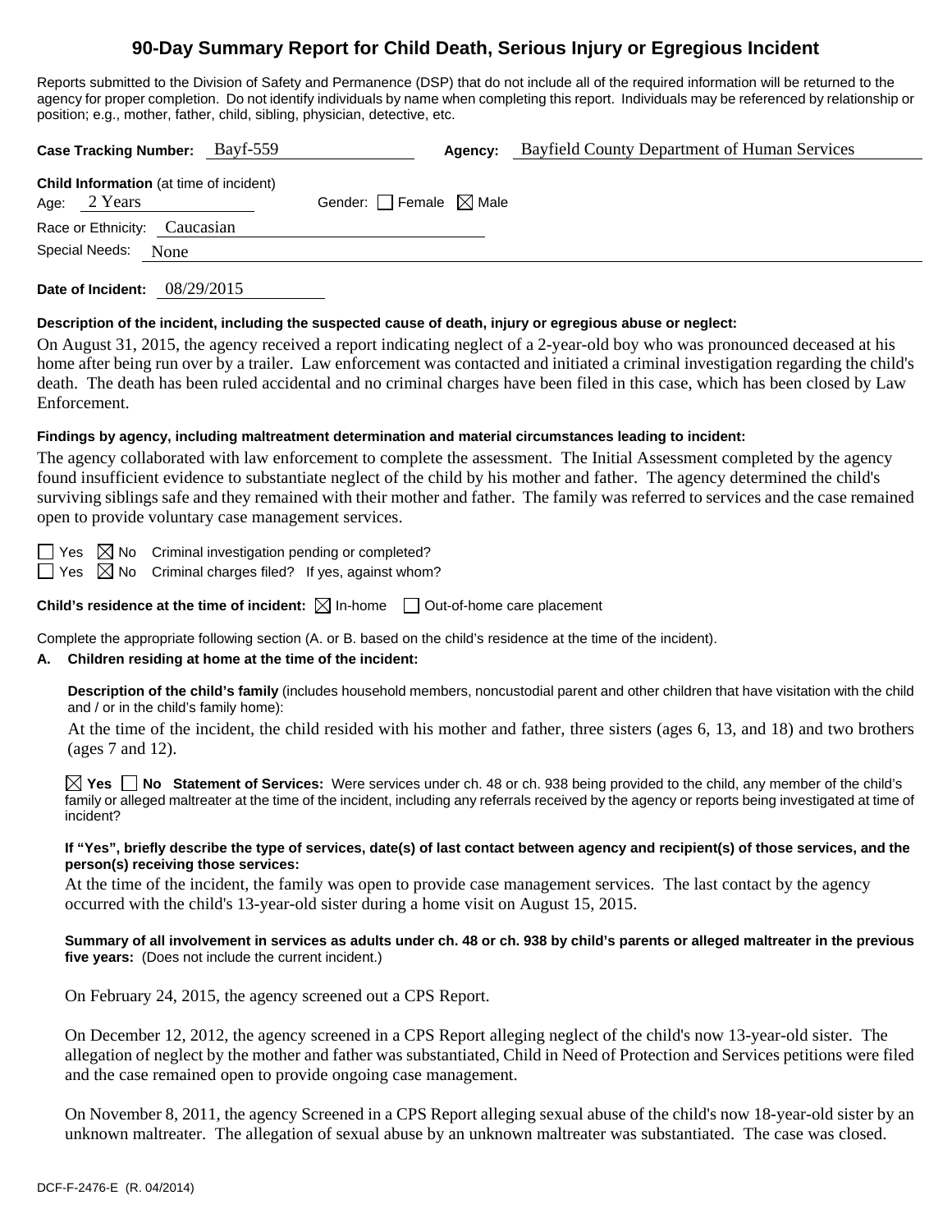# 90-Day Summary Report for Child Death, Serious Injury or Egregious Incident

Reports submitted to the Division of Safety and Permanence (DSP) that do not include all of the required information will be returned to the agency for proper completion. Do not identify individuals by name when completing this report. Individuals may be referenced by relationship or position; e.g., mother, father, child, sibling, physician, detective, etc.

**Case Tracking Number:** Bayf-559 **Agency:** Bayfield County Department of Human Services

**Child Information** (at time of incident)

Age: 2 Years Gender: ☐ Female ☒ Male

Race or Ethnicity: Caucasian

Special Needs: None

**Date of Incident:** 08/29/2015

**Description of the incident, including the suspected cause of death, injury or egregious abuse or neglect:**

On August 31, 2015, the agency received a report indicating neglect of a 2-year-old boy who was pronounced deceased at his home after being run over by a trailer. Law enforcement was contacted and initiated a criminal investigation regarding the child's death. The death has been ruled accidental and no criminal charges have been filed in this case, which has been closed by Law Enforcement.

**Findings by agency, including maltreatment determination and material circumstances leading to incident:**

The agency collaborated with law enforcement to complete the assessment. The Initial Assessment completed by the agency found insufficient evidence to substantiate neglect of the child by his mother and father. The agency determined the child's surviving siblings safe and they remained with their mother and father. The family was referred to services and the case remained open to provide voluntary case management services.

☐ Yes ☒ No Criminal investigation pending or completed?

☐ Yes ☒ No Criminal charges filed? If yes, against whom?

**Child's residence at the time of incident:** ☒ In-home ☐ Out-of-home care placement

Complete the appropriate following section (A. or B. based on the child's residence at the time of the incident).

**A. Children residing at home at the time of the incident:**

**Description of the child's family** (includes household members, noncustodial parent and other children that have visitation with the child and / or in the child's family home):

At the time of the incident, the child resided with his mother and father, three sisters (ages 6, 13, and 18) and two brothers (ages 7 and 12).

☒ **Yes** ☐ **No Statement of Services:** Were services under ch. 48 or ch. 938 being provided to the child, any member of the child's family or alleged maltreater at the time of the incident, including any referrals received by the agency or reports being investigated at time of incident?

**If "Yes", briefly describe the type of services, date(s) of last contact between agency and recipient(s) of those services, and the person(s) receiving those services:**

At the time of the incident, the family was open to provide case management services. The last contact by the agency occurred with the child's 13-year-old sister during a home visit on August 15, 2015.

**Summary of all involvement in services as adults under ch. 48 or ch. 938 by child's parents or alleged maltreater in the previous five years:** (Does not include the current incident.)

On February 24, 2015, the agency screened out a CPS Report.

On December 12, 2012, the agency screened in a CPS Report alleging neglect of the child's now 13-year-old sister. The allegation of neglect by the mother and father was substantiated, Child in Need of Protection and Services petitions were filed and the case remained open to provide ongoing case management.

On November 8, 2011, the agency Screened in a CPS Report alleging sexual abuse of the child's now 18-year-old sister by an unknown maltreater. The allegation of sexual abuse by an unknown maltreater was substantiated. The case was closed.

DCF-F-2476-E (R. 04/2014)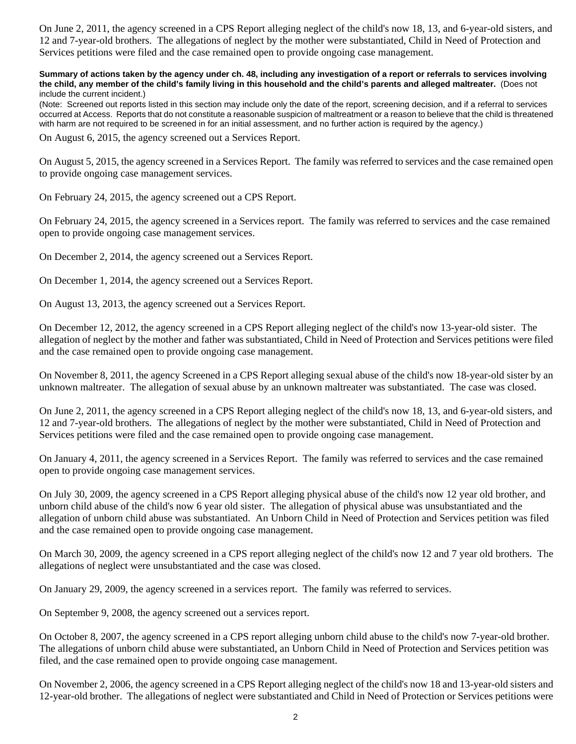On June 2, 2011, the agency screened in a CPS Report alleging neglect of the child's now 18, 13, and 6-year-old sisters, and 12 and 7-year-old brothers. The allegations of neglect by the mother were substantiated, Child in Need of Protection and Services petitions were filed and the case remained open to provide ongoing case management.

**Summary of actions taken by the agency under ch. 48, including any investigation of a report or referrals to services involving the child, any member of the child's family living in this household and the child's parents and alleged maltreater.** (Does not include the current incident.)

(Note: Screened out reports listed in this section may include only the date of the report, screening decision, and if a referral to services occurred at Access. Reports that do not constitute a reasonable suspicion of maltreatment or a reason to believe that the child is threatened with harm are not required to be screened in for an initial assessment, and no further action is required by the agency.)

On August 6, 2015, the agency screened out a Services Report.

On August 5, 2015, the agency screened in a Services Report. The family was referred to services and the case remained open to provide ongoing case management services.

On February 24, 2015, the agency screened out a CPS Report.

On February 24, 2015, the agency screened in a Services report. The family was referred to services and the case remained open to provide ongoing case management services.

On December 2, 2014, the agency screened out a Services Report.

On December 1, 2014, the agency screened out a Services Report.

On August 13, 2013, the agency screened out a Services Report.

On December 12, 2012, the agency screened in a CPS Report alleging neglect of the child's now 13-year-old sister. The allegation of neglect by the mother and father was substantiated, Child in Need of Protection and Services petitions were filed and the case remained open to provide ongoing case management.

On November 8, 2011, the agency Screened in a CPS Report alleging sexual abuse of the child's now 18-year-old sister by an unknown maltreater. The allegation of sexual abuse by an unknown maltreater was substantiated. The case was closed.

On June 2, 2011, the agency screened in a CPS Report alleging neglect of the child's now 18, 13, and 6-year-old sisters, and 12 and 7-year-old brothers. The allegations of neglect by the mother were substantiated, Child in Need of Protection and Services petitions were filed and the case remained open to provide ongoing case management.

On January 4, 2011, the agency screened in a Services Report. The family was referred to services and the case remained open to provide ongoing case management services.

On July 30, 2009, the agency screened in a CPS Report alleging physical abuse of the child's now 12 year old brother, and unborn child abuse of the child's now 6 year old sister. The allegation of physical abuse was unsubstantiated and the allegation of unborn child abuse was substantiated. An Unborn Child in Need of Protection and Services petition was filed and the case remained open to provide ongoing case management.

On March 30, 2009, the agency screened in a CPS report alleging neglect of the child's now 12 and 7 year old brothers. The allegations of neglect were unsubstantiated and the case was closed.

On January 29, 2009, the agency screened in a services report. The family was referred to services.

On September 9, 2008, the agency screened out a services report.

On October 8, 2007, the agency screened in a CPS report alleging unborn child abuse to the child's now 7-year-old brother. The allegations of unborn child abuse were substantiated, an Unborn Child in Need of Protection and Services petition was filed, and the case remained open to provide ongoing case management.

On November 2, 2006, the agency screened in a CPS Report alleging neglect of the child's now 18 and 13-year-old sisters and 12-year-old brother. The allegations of neglect were substantiated and Child in Need of Protection or Services petitions were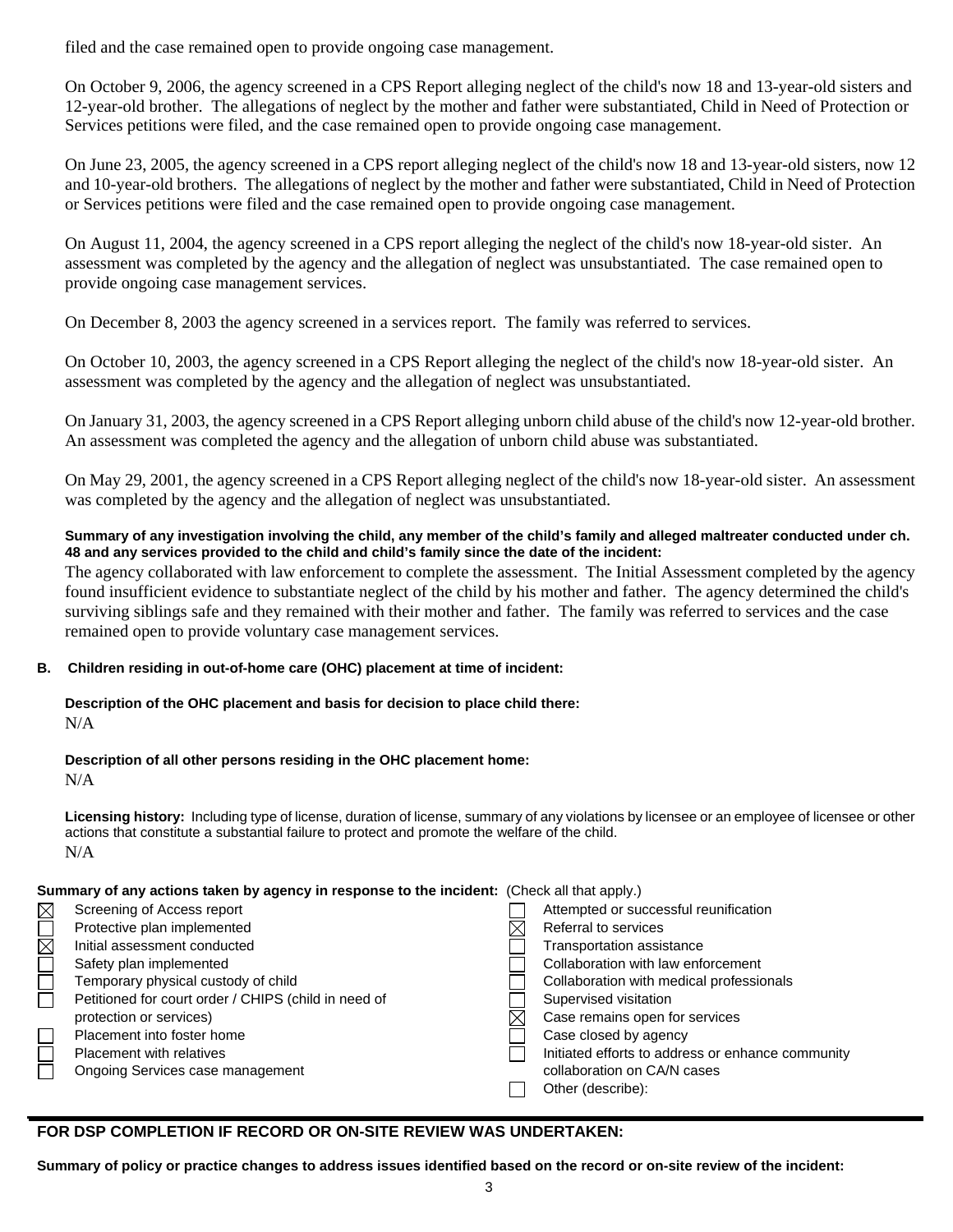filed and the case remained open to provide ongoing case management.

On October 9, 2006, the agency screened in a CPS Report alleging neglect of the child's now 18 and 13-year-old sisters and 12-year-old brother. The allegations of neglect by the mother and father were substantiated, Child in Need of Protection or Services petitions were filed, and the case remained open to provide ongoing case management.

On June 23, 2005, the agency screened in a CPS report alleging neglect of the child's now 18 and 13-year-old sisters, now 12 and 10-year-old brothers. The allegations of neglect by the mother and father were substantiated, Child in Need of Protection or Services petitions were filed and the case remained open to provide ongoing case management.

On August 11, 2004, the agency screened in a CPS report alleging the neglect of the child's now 18-year-old sister. An assessment was completed by the agency and the allegation of neglect was unsubstantiated. The case remained open to provide ongoing case management services.

On December 8, 2003 the agency screened in a services report. The family was referred to services.

On October 10, 2003, the agency screened in a CPS Report alleging the neglect of the child's now 18-year-old sister. An assessment was completed by the agency and the allegation of neglect was unsubstantiated.

On January 31, 2003, the agency screened in a CPS Report alleging unborn child abuse of the child's now 12-year-old brother. An assessment was completed the agency and the allegation of unborn child abuse was substantiated.

On May 29, 2001, the agency screened in a CPS Report alleging neglect of the child's now 18-year-old sister. An assessment was completed by the agency and the allegation of neglect was unsubstantiated.

**Summary of any investigation involving the child, any member of the child's family and alleged maltreater conducted under ch. 48 and any services provided to the child and child's family since the date of the incident:**

The agency collaborated with law enforcement to complete the assessment. The Initial Assessment completed by the agency found insufficient evidence to substantiate neglect of the child by his mother and father. The agency determined the child's surviving siblings safe and they remained with their mother and father. The family was referred to services and the case remained open to provide voluntary case management services.

**B. Children residing in out-of-home care (OHC) placement at time of incident:**

**Description of the OHC placement and basis for decision to place child there:**

N/A

**Description of all other persons residing in the OHC placement home:**

N/A

**Licensing history:** Including type of license, duration of license, summary of any violations by licensee or an employee of licensee or other actions that constitute a substantial failure to protect and promote the welfare of the child.

N/A

**Summary of any actions taken by agency in response to the incident:** (Check all that apply.)

- ☒ Screening of Access report
- ☐ Protective plan implemented
- ☒ Initial assessment conducted
- ☐ Safety plan implemented
- ☐ Temporary physical custody of child
- ☐ Petitioned for court order / CHIPS (child in need of protection or services)
- ☐ Placement into foster home
- ☐ Placement with relatives
- ☐ Ongoing Services case management
- ☐ Attempted or successful reunification
- ☒ Referral to services
- ☐ Transportation assistance
- ☐ Collaboration with law enforcement
- ☐ Collaboration with medical professionals
- ☐ Supervised visitation
- ☒ Case remains open for services
- ☐ Case closed by agency
- ☐ Initiated efforts to address or enhance community collaboration on CA/N cases
- ☐ Other (describe):

## FOR DSP COMPLETION IF RECORD OR ON-SITE REVIEW WAS UNDERTAKEN:

**Summary of policy or practice changes to address issues identified based on the record or on-site review of the incident:**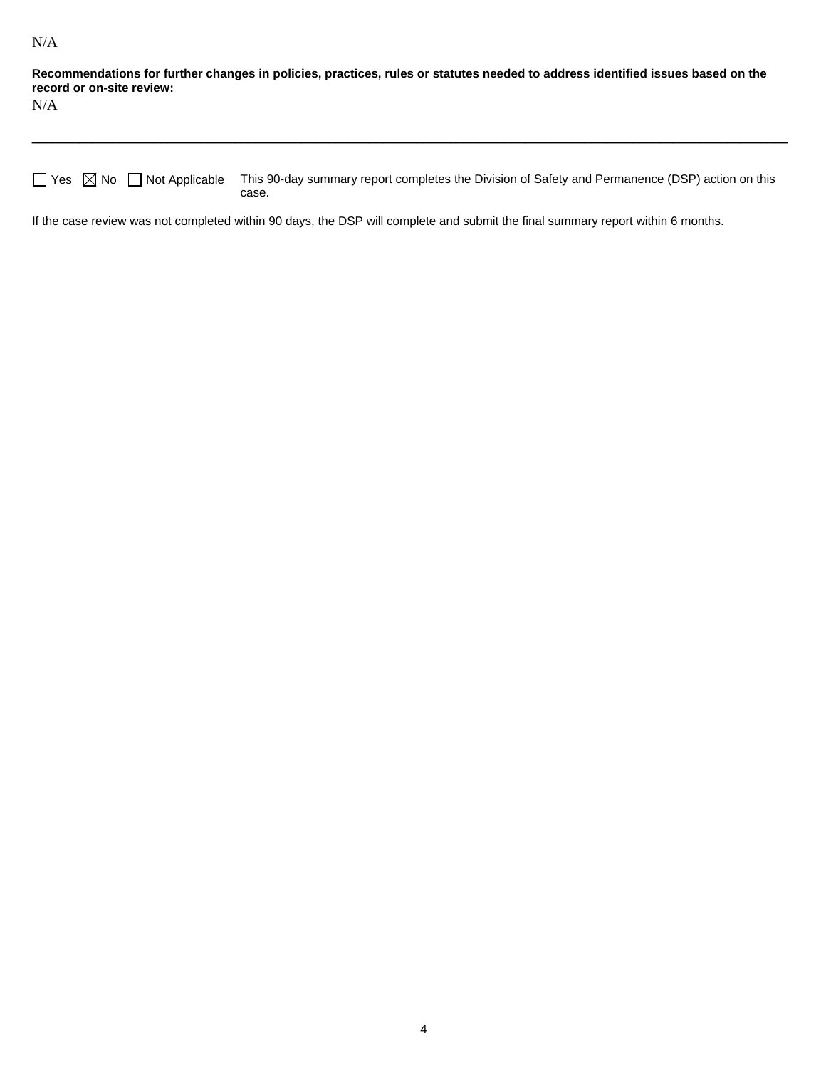N/A

**Recommendations for further changes in policies, practices, rules or statutes needed to address identified issues based on the record or on-site review:**

N/A

---

☐ Yes ☒ No ☐ Not Applicable   This 90-day summary report completes the Division of Safety and Permanence (DSP) action on this case.

If the case review was not completed within 90 days, the DSP will complete and submit the final summary report within 6 months.